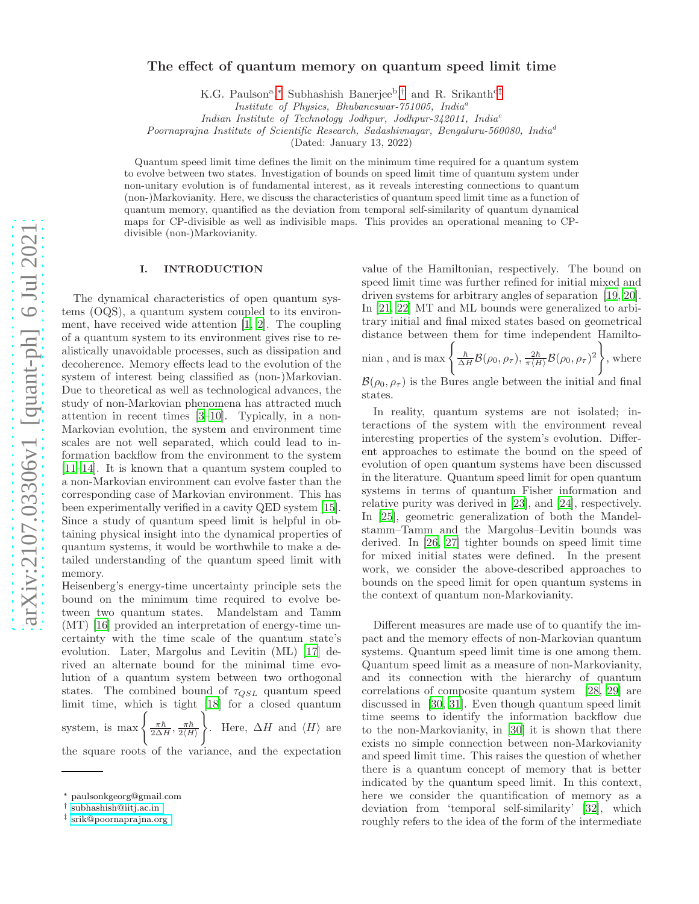# The effect of quantum memory on quantum speed limit time

K.G. Paulson[a,*] Subhashish Banerjee[b,†] and R. Srikanth[c,‡]

*Institute of Physics, Bhubaneswar-751005, India*[a]

*Indian Institute of Technology Jodhpur, Jodhpur-342011, India*[c]

*Poornaprajna Institute of Scientific Research, Sadashivnagar, Bengaluru-560080, India*[d]

(Dated: January 13, 2022)

Quantum speed limit time defines the limit on the minimum time required for a quantum system to evolve between two states. Investigation of bounds on speed limit time of quantum system under non-unitary evolution is of fundamental interest, as it reveals interesting connections to quantum (non-)Markovianity. Here, we discuss the characteristics of quantum speed limit time as a function of quantum memory, quantified as the deviation from temporal self-similarity of quantum dynamical maps for CP-divisible as well as indivisible maps. This provides an operational meaning to CP-divisible (non-)Markovianity.

## I. INTRODUCTION

The dynamical characteristics of open quantum systems (OQS), a quantum system coupled to its environment, have received wide attention [1, 2]. The coupling of a quantum system to its environment gives rise to realistically unavoidable processes, such as dissipation and decoherence. Memory effects lead to the evolution of the system of interest being classified as (non-)Markovian. Due to theoretical as well as technological advances, the study of non-Markovian phenomena has attracted much attention in recent times [3–10]. Typically, in a non-Markovian evolution, the system and environment time scales are not well separated, which could lead to information backflow from the environment to the system [11–14]. It is known that a quantum system coupled to a non-Markovian environment can evolve faster than the corresponding case of Markovian environment. This has been experimentally verified in a cavity QED system [15]. Since a study of quantum speed limit is helpful in obtaining physical insight into the dynamical properties of quantum systems, it would be worthwhile to make a detailed understanding of the quantum speed limit with memory.

Heisenberg's energy-time uncertainty principle sets the bound on the minimum time required to evolve between two quantum states. Mandelstam and Tamm (MT) [16] provided an interpretation of energy-time uncertainty with the time scale of the quantum state's evolution. Later, Margolus and Levitin (ML) [17] derived an alternate bound for the minimal time evolution of a quantum system between two orthogonal states. The combined bound of $\tau_{QSL}$ quantum speed limit time, which is tight [18] for a closed quantum system, is $\max\left\{\frac{\pi\hbar}{2\Delta H}, \frac{\pi\hbar}{2\langle H\rangle}\right\}$. Here, $\Delta H$ and $\langle H\rangle$ are the square roots of the variance, and the expectation value of the Hamiltonian, respectively. The bound on speed limit time was further refined for initial mixed and driven systems for arbitrary angles of separation [19, 20]. In [21, 22] MT and ML bounds were generalized to arbitrary initial and final mixed states based on geometrical distance between them for time independent Hamiltonian , and is $\max\left\{\frac{\hbar}{\Delta H}\mathcal{B}(\rho_0,\rho_\tau), \frac{2\hbar}{\pi\langle H\rangle}\mathcal{B}(\rho_0,\rho_\tau)^2\right\}$, where $\mathcal{B}(\rho_0,\rho_\tau)$ is the Bures angle between the initial and final states.

In reality, quantum systems are not isolated; interactions of the system with the environment reveal interesting properties of the system's evolution. Different approaches to estimate the bound on the speed of evolution of open quantum systems have been discussed in the literature. Quantum speed limit for open quantum systems in terms of quantum Fisher information and relative purity was derived in [23], and [24], respectively. In [25], geometric generalization of both the Mandelstamm–Tamm and the Margolus–Levitin bounds was derived. In [26, 27] tighter bounds on speed limit time for mixed initial states were defined. In the present work, we consider the above-described approaches to bounds on the speed limit for open quantum systems in the context of quantum non-Markovianity.

Different measures are made use of to quantify the impact and the memory effects of non-Markovian quantum systems. Quantum speed limit time is one among them. Quantum speed limit as a measure of non-Markovianity, and its connection with the hierarchy of quantum correlations of composite quantum system [28, 29] are discussed in [30, 31]. Even though quantum speed limit time seems to identify the information backflow due to the non-Markovianity, in [30] it is shown that there exists no simple connection between non-Markovianity and speed limit time. This raises the question of whether there is a quantum concept of memory that is better indicated by the quantum speed limit. In this context, here we consider the quantification of memory as a deviation from 'temporal self-similarity' [32], which roughly refers to the idea of the form of the intermediate

---

* paulsonkgeorg@gmail.com
† subhashish@iitj.ac.in
‡ srik@poornaprajna.org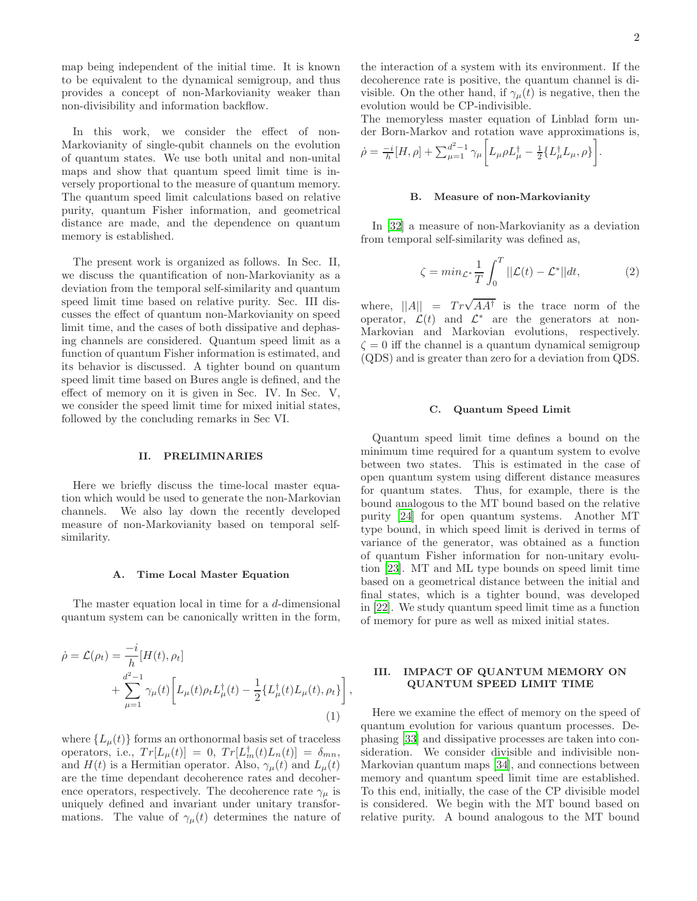map being independent of the initial time. It is known to be equivalent to the dynamical semigroup, and thus provides a concept of non-Markovianity weaker than non-divisibility and information backflow.

In this work, we consider the effect of non-Markovianity of single-qubit channels on the evolution of quantum states. We use both unital and non-unital maps and show that quantum speed limit time is inversely proportional to the measure of quantum memory. The quantum speed limit calculations based on relative purity, quantum Fisher information, and geometrical distance are made, and the dependence on quantum memory is established.

The present work is organized as follows. In Sec. II, we discuss the quantification of non-Markovianity as a deviation from the temporal self-similarity and quantum speed limit time based on relative purity. Sec. III discusses the effect of quantum non-Markovianity on speed limit time, and the cases of both dissipative and dephasing channels are considered. Quantum speed limit as a function of quantum Fisher information is estimated, and its behavior is discussed. A tighter bound on quantum speed limit time based on Bures angle is defined, and the effect of memory on it is given in Sec. IV. In Sec. V, we consider the speed limit time for mixed initial states, followed by the concluding remarks in Sec VI.

## II. PRELIMINARIES

Here we briefly discuss the time-local master equation which would be used to generate the non-Markovian channels. We also lay down the recently developed measure of non-Markovianity based on temporal self-similarity.

### A. Time Local Master Equation

The master equation local in time for a $d$-dimensional quantum system can be canonically written in the form,

$$\dot{\rho} = \mathcal{L}(\rho_t) = \frac{-i}{h}[H(t), \rho_t] + \sum_{\mu=1}^{d^2-1} \gamma_\mu(t) \bigg[ L_\mu(t)\rho_t L_\mu^\dagger(t) - \frac{1}{2}\{L_\mu^\dagger(t) L_\mu(t), \rho_t\} \bigg], \tag{1}$$

where $\{L_\mu(t)\}$ forms an orthonormal basis set of traceless operators, i.e., $Tr[L_\mu(t)] = 0$, $Tr[L_m^\dagger(t) L_n(t)] = \delta_{mn}$, and $H(t)$ is a Hermitian operator. Also, $\gamma_\mu(t)$ and $L_\mu(t)$ are the time dependant decoherence rates and decoherence operators, respectively. The decoherence rate $\gamma_\mu$ is uniquely defined and invariant under unitary transformations. The value of $\gamma_\mu(t)$ determines the nature of the interaction of a system with its environment. If the decoherence rate is positive, the quantum channel is divisible. On the other hand, if $\gamma_\mu(t)$ is negative, then the evolution would be CP-indivisible.

The memoryless master equation of Linblad form under Born-Markov and rotation wave approximations is, $\dot{\rho} = \frac{-i}{h}[H, \rho] + \sum_{\mu=1}^{d^2-1} \gamma_\mu \bigg[ L_\mu \rho L_\mu^\dagger - \frac{1}{2}\{L_\mu^\dagger L_\mu, \rho\} \bigg]$.

### B. Measure of non-Markovianity

In [32] a measure of non-Markovianity as a deviation from temporal self-similarity was defined as,

$$\zeta = min_{\mathcal{L}^*} \frac{1}{T} \int_0^T ||\mathcal{L}(t) - \mathcal{L}^*|| dt, \tag{2}$$

where, $||A|| = Tr\sqrt{AA^\dagger}$ is the trace norm of the operator, $\mathcal{L}(t)$ and $\mathcal{L}^*$ are the generators at non-Markovian and Markovian evolutions, respectively. $\zeta = 0$ iff the channel is a quantum dynamical semigroup (QDS) and is greater than zero for a deviation from QDS.

### C. Quantum Speed Limit

Quantum speed limit time defines a bound on the minimum time required for a quantum system to evolve between two states. This is estimated in the case of open quantum system using different distance measures for quantum states. Thus, for example, there is the bound analogous to the MT bound based on the relative purity [24] for open quantum systems. Another MT type bound, in which speed limit is derived in terms of variance of the generator, was obtained as a function of quantum Fisher information for non-unitary evolution [23]. MT and ML type bounds on speed limit time based on a geometrical distance between the initial and final states, which is a tighter bound, was developed in [22]. We study quantum speed limit time as a function of memory for pure as well as mixed initial states.

## III. IMPACT OF QUANTUM MEMORY ON QUANTUM SPEED LIMIT TIME

Here we examine the effect of memory on the speed of quantum evolution for various quantum processes. Dephasing [33] and dissipative processes are taken into consideration. We consider divisible and indivisible non-Markovian quantum maps [34], and connections between memory and quantum speed limit time are established. To this end, initially, the case of the CP divisible model is considered. We begin with the MT bound based on relative purity. A bound analogous to the MT bound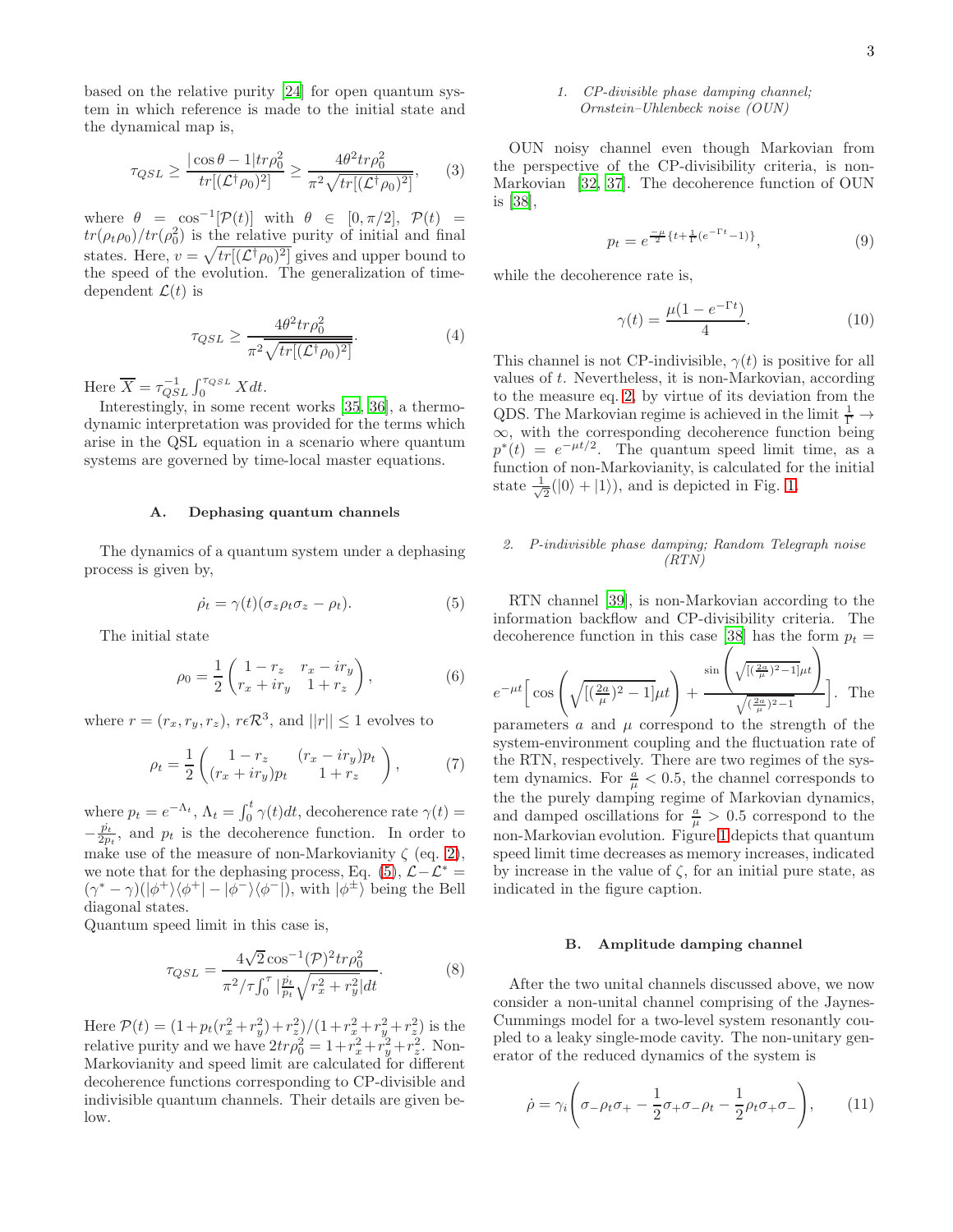based on the relative purity [24] for open quantum system in which reference is made to the initial state and the dynamical map is,

$$\tau_{QSL} \geq \frac{|\cos\theta - 1| tr\rho_0^2}{tr[(\mathcal{L}^\dagger \rho_0)^2]} \geq \frac{4\theta^2 tr\rho_0^2}{\pi^2 \sqrt{tr[(\mathcal{L}^\dagger \rho_0)^2]}}, \quad (3)$$

where $\theta = \cos^{-1}[\mathcal{P}(t)]$ with $\theta \in [0, \pi/2]$, $\mathcal{P}(t) = tr(\rho_t\rho_0)/tr(\rho_0^2)$ is the relative purity of initial and final states. Here, $v = \sqrt{tr[(\mathcal{L}^\dagger\rho_0)^2]}$ gives and upper bound to the speed of the evolution. The generalization of time-dependent $\mathcal{L}(t)$ is

$$\tau_{QSL} \geq \frac{4\theta^2 tr\rho_0^2}{\pi^2 \overline{\sqrt{tr[(\mathcal{L}^\dagger \rho_0)^2]}}}. \quad (4)$$

Here $\overline{X} = \tau_{QSL}^{-1}\int_0^{\tau_{QSL}} X dt$.

Interestingly, in some recent works [35, 36], a thermodynamic interpretation was provided for the terms which arise in the QSL equation in a scenario where quantum systems are governed by time-local master equations.

### A. Dephasing quantum channels

The dynamics of a quantum system under a dephasing process is given by,

$$\dot{\rho_t} = \gamma(t)(\sigma_z\rho_t\sigma_z - \rho_t). \quad (5)$$

The initial state

$$\rho_0 = \frac{1}{2}\begin{pmatrix} 1 - r_z & r_x - ir_y \\ r_x + ir_y & 1 + r_z \end{pmatrix}, \quad (6)$$

where $r = (r_x, r_y, r_z)$, $r \epsilon \mathcal{R}^3$, and $||r|| \leq 1$ evolves to

$$\rho_t = \frac{1}{2}\begin{pmatrix} 1 - r_z & (r_x - ir_y)p_t \\ (r_x + ir_y)p_t & 1 + r_z \end{pmatrix}, \quad (7)$$

where $p_t = e^{-\Lambda_t}$, $\Lambda_t = \int_0^t \gamma(t)dt$, decoherence rate $\gamma(t) = -\frac{\dot{p_t}}{2p_t}$, and $p_t$ is the decoherence function. In order to make use of the measure of non-Markovianity $\zeta$ (eq. 2), we note that for the dephasing process, Eq. (5), $\mathcal{L} - \mathcal{L}^* = (\gamma^* - \gamma)(|\phi^+\rangle\langle\phi^+| - |\phi^-\rangle\langle\phi^-|)$, with $|\phi^\pm\rangle$ being the Bell diagonal states.

Quantum speed limit in this case is,

$$\tau_{QSL} = \frac{4\sqrt{2}\cos^{-1}(\mathcal{P})^2 tr\rho_0^2}{\pi^2/\tau\int_0^\tau |\frac{\dot{p_t}}{p_t}\sqrt{r_x^2 + r_y^2}|dt}. \quad (8)$$

Here $\mathcal{P}(t) = (1 + p_t(r_x^2 + r_y^2) + r_z^2)/(1 + r_x^2 + r_y^2 + r_z^2)$ is the relative purity and we have $2tr\rho_0^2 = 1 + r_x^2 + r_y^2 + r_z^2$. Non-Markovianity and speed limit are calculated for different decoherence functions corresponding to CP-divisible and indivisible quantum channels. Their details are given below.

#### 1. CP-divisible phase damping channel; Ornstein–Uhlenbeck noise (OUN)

OUN noisy channel even though Markovian from the perspective of the CP-divisibility criteria, is non-Markovian [32, 37]. The decoherence function of OUN is [38],

$$p_t = e^{\frac{-\mu}{2}\{t + \frac{1}{\Gamma}(e^{-\Gamma t} - 1)\}}, \quad (9)$$

while the decoherence rate is,

$$\gamma(t) = \frac{\mu(1 - e^{-\Gamma t})}{4}. \quad (10)$$

This channel is not CP-indivisible, $\gamma(t)$ is positive for all values of $t$. Nevertheless, it is non-Markovian, according to the measure eq. 2, by virtue of its deviation from the QDS. The Markovian regime is achieved in the limit $\frac{1}{\Gamma} \to \infty$, with the corresponding decoherence function being $p^*(t) = e^{-\mu t/2}$. The quantum speed limit time, as a function of non-Markovianity, is calculated for the initial state $\frac{1}{\sqrt{2}}(|0\rangle + |1\rangle)$, and is depicted in Fig. 1.

#### 2. P-indivisible phase damping; Random Telegraph noise (RTN)

RTN channel [39], is non-Markovian according to the information backflow and CP-divisibility criteria. The decoherence function in this case [38] has the form $p_t = e^{-\mu t}\Big[\cos\left(\sqrt{[(\frac{2a}{\mu})^2 - 1]}\mu t\right) + \frac{\sin\left(\sqrt{[(\frac{2a}{\mu})^2 - 1]}\mu t\right)}{\sqrt{(\frac{2a}{\mu})^2 - 1}}\Big]$. The parameters $a$ and $\mu$ correspond to the strength of the system-environment coupling and the fluctuation rate of the RTN, respectively. There are two regimes of the system dynamics. For $\frac{a}{\mu} < 0.5$, the channel corresponds to the the purely damping regime of Markovian dynamics, and damped oscillations for $\frac{a}{\mu} > 0.5$ correspond to the non-Markovian evolution. Figure 1 depicts that quantum speed limit time decreases as memory increases, indicated by increase in the value of $\zeta$, for an initial pure state, as indicated in the figure caption.

### B. Amplitude damping channel

After the two unital channels discussed above, we now consider a non-unital channel comprising of the Jaynes-Cummings model for a two-level system resonantly coupled to a leaky single-mode cavity. The non-unitary generator of the reduced dynamics of the system is

$$\dot{\rho} = \gamma_i\left(\sigma_-\rho_t\sigma_+ - \frac{1}{2}\sigma_+\sigma_-\rho_t - \frac{1}{2}\rho_t\sigma_+\sigma_-\right), \quad (11)$$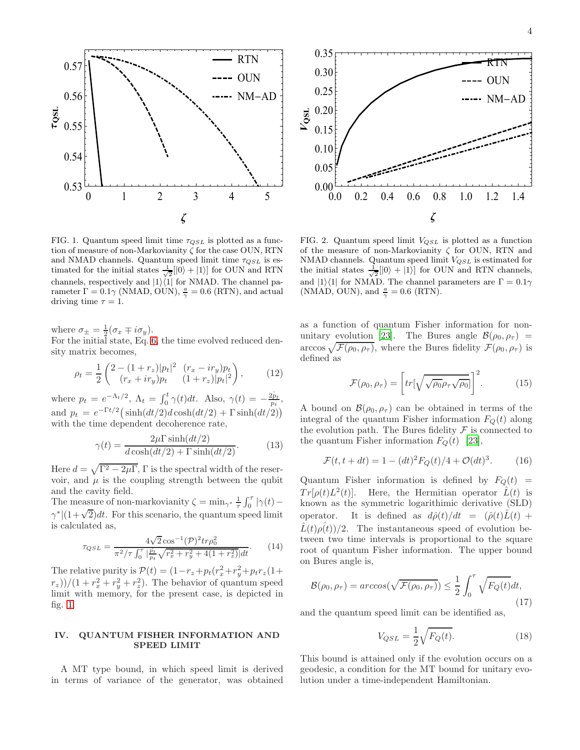FIG. 1. Quantum speed limit time $\tau_{QSL}$ is plotted as a function of measure of non-Markovianity $\zeta$ for the case OUN, RTN and NMAD channels. Quantum speed limit time $\tau_{QSL}$ is estimated for the initial states $\frac{1}{\sqrt{2}}[|0\rangle + |1\rangle]$ for OUN and RTN channels, respectively and $|1\rangle\langle 1|$ for NMAD. The channel parameter $\Gamma = 0.1\gamma$ (NMAD, OUN), $\frac{a}{\gamma} = 0.6$ (RTN), and actual driving time $\tau = 1$.

FIG. 2. Quantum speed limit $V_{QSL}$ is plotted as a function of the measure of non-Markovianity $\zeta$ for OUN, RTN and NMAD channels. Quantum speed limit $V_{QSL}$ is estimated for the initial states $\frac{1}{\sqrt{2}}[|0\rangle + |1\rangle]$ for OUN and RTN channels, and $|1\rangle\langle 1|$ for NMAD. The channel parameters are $\Gamma = 0.1\gamma$ (NMAD, OUN), and $\frac{a}{\gamma} = 0.6$ (RTN).

where $\sigma_\pm = \frac{1}{2}(\sigma_x \mp i\sigma_y)$.
For the initial state, Eq. 6, the time evolved reduced density matrix becomes,

$$\rho_t = \frac{1}{2}\begin{pmatrix} 2-(1+r_z)|p_t|^2 & (r_x - i r_y)p_t \\ (r_x + i r_y)p_t & (1+r_z)|p_t|^2 \end{pmatrix}, \tag{12}$$

where $p_t = e^{-\Lambda_t/2}$, $\Lambda_t = \int_0^t \gamma(t)dt$. Also, $\gamma(t) = -\frac{2\dot{p}_t}{p_t}$, and $p_t = e^{-\Gamma t/2}\big(\sinh(dt/2)d\cosh(dt/2) + \Gamma\sinh(dt/2)\big)$ with the time dependent decoherence rate,

$$\gamma(t) = \frac{2\mu\Gamma\sinh(dt/2)}{d\cosh(dt/2) + \Gamma\sinh(dt/2)}. \tag{13}$$

Here $d = \sqrt{\Gamma^2 - 2\mu\Gamma}$, $\Gamma$ is the spectral width of the reservoir, and $\mu$ is the coupling strength between the qubit and the cavity field.
The measure of non-markovianity $\zeta = \min_{\gamma^*}\frac{1}{\tau}\int_0^\tau|\gamma(t) - \gamma^*|(1+\sqrt{2})dt$. For this scenario, the quantum speed limit is calculated as,

$$\tau_{QSL} = \frac{4\sqrt{2}\cos^{-1}(\mathcal{P})^2 tr\rho_0^2}{\pi^2/\tau\int_0^\tau|\frac{\dot{p}_t}{p_t}\sqrt{r_x^2 + r_y^2 + 4(1+r_z^2)}|dt}. \tag{14}$$

The relative purity is $\mathcal{P}(t) = (1 - r_z + p_t(r_x^2 + r_y^2 + p_t r_z(1+r_z))/(1 + r_x^2 + r_y^2 + r_z^2)$. The behavior of quantum speed limit with memory, for the present case, is depicted in fig. 1.

## IV. QUANTUM FISHER INFORMATION AND SPEED LIMIT

A MT type bound, in which speed limit is derived in terms of variance of the generator, was obtained as a function of quantum Fisher information for non-unitary evolution [23]. The Bures angle $\mathcal{B}(\rho_0, \rho_\tau) = \arccos\sqrt{\mathcal{F}(\rho_0, \rho_\tau)}$, where the Bures fidelity $\mathcal{F}(\rho_0, \rho_\tau)$ is defined as

$$\mathcal{F}(\rho_0, \rho_\tau) = \left[tr[\sqrt{\sqrt{\rho_0}\rho_\tau\sqrt{\rho_0}}]\right]^2. \tag{15}$$

A bound on $\mathcal{B}(\rho_0, \rho_\tau)$ can be obtained in terms of the integral of the quantum Fisher information $F_Q(t)$ along the evolution path. The Bures fidelity $\mathcal{F}$ is connected to the quantum Fisher information $F_Q(t)$ [23],

$$\mathcal{F}(t, t+dt) = 1 - (dt)^2 F_Q(t)/4 + \mathcal{O}(dt)^3. \tag{16}$$

Quantum Fisher information is defined by $F_Q(t) = Tr[\rho(t)L^2(t)]$. Here, the Hermitian operator $\hat{L}(t)$ is known as the symmetric logarithimic derivative (SLD) operator. It is defined as $d\hat{\rho}(t)/dt = (\hat{\rho}(t)\hat{L}(t) + \hat{L}(t)\hat{\rho(t)})/2$. The instantaneous speed of evolution between two time intervals is proportional to the square root of quantum Fisher information. The upper bound on Bures angle is,

$$\mathcal{B}(\rho_0, \rho_\tau) = arccos(\sqrt{\mathcal{F}(\rho_0, \rho_\tau)}) \leq \frac{1}{2}\int_0^\tau\sqrt{F_Q(t)}dt, \tag{17}$$

and the quantum speed limit can be identified as,

$$V_{QSL} = \frac{1}{2}\sqrt{F_Q(t)}. \tag{18}$$

This bound is attained only if the evolution occurs on a geodesic, a condition for the MT bound for unitary evolution under a time-independent Hamiltonian.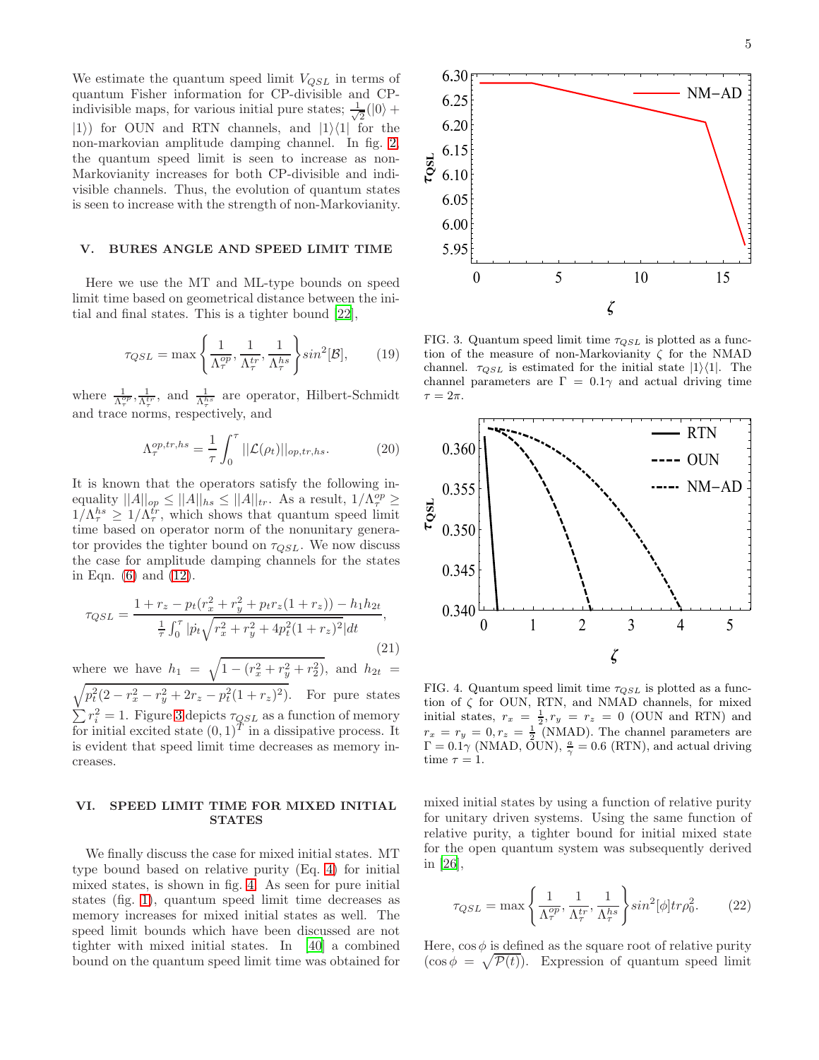We estimate the quantum speed limit $V_{QSL}$ in terms of quantum Fisher information for CP-divisible and CP-indivisible maps, for various initial pure states; $\frac{1}{\sqrt{2}}(|0\rangle + |1\rangle)$ for OUN and RTN channels, and $|1\rangle\langle 1|$ for the non-markovian amplitude damping channel. In fig. 2, the quantum speed limit is seen to increase as non-Markovianity increases for both CP-divisible and indivisible channels. Thus, the evolution of quantum states is seen to increase with the strength of non-Markovianity.

## V. BURES ANGLE AND SPEED LIMIT TIME

Here we use the MT and ML-type bounds on speed limit time based on geometrical distance between the initial and final states. This is a tighter bound [22],

$$\tau_{QSL} = \max\left\{\frac{1}{\Lambda_\tau^{op}}, \frac{1}{\Lambda_\tau^{tr}}, \frac{1}{\Lambda_\tau^{hs}}\right\} sin^2[\mathcal{B}], \tag{19}$$

where $\frac{1}{\Lambda_\tau^{op}}, \frac{1}{\Lambda_\tau^{tr}}$, and $\frac{1}{\Lambda_\tau^{hs}}$ are operator, Hilbert-Schmidt and trace norms, respectively, and

$$\Lambda_\tau^{op,tr,hs} = \frac{1}{\tau}\int_0^\tau ||\mathcal{L}(\rho_t)||_{op,tr,hs}. \tag{20}$$

It is known that the operators satisfy the following inequality $||A||_{op} \leq ||A||_{hs} \leq ||A||_{tr}$. As a result, $1/\Lambda_\tau^{op} \geq 1/\Lambda_\tau^{hs} \geq 1/\Lambda_\tau^{tr}$, which shows that quantum speed limit time based on operator norm of the nonunitary generator provides the tighter bound on $\tau_{QSL}$. We now discuss the case for amplitude damping channels for the states in Eqn. (6) and (12).

$$\tau_{QSL} = \frac{1 + r_z - p_t(r_x^2 + r_y^2 + p_t r_z(1 + r_z)) - h_1 h_{2t}}{\frac{1}{\tau}\int_0^\tau |\dot{p}_t\sqrt{r_x^2 + r_y^2 + 4p_t^2(1 + r_z)^2}|dt}, \tag{21}$$

where we have $h_1 = \sqrt{1 - (r_x^2 + r_y^2 + r_2^2)}$, and $h_{2t} = \sqrt{p_t^2(2 - r_x^2 - r_y^2 + 2r_z - p_t^2(1 + r_z)^2)}$. For pure states $\sum r_i^2 = 1$. Figure 3 depicts $\tau_{QSL}$ as a function of memory for initial excited state $(0, 1)^T$ in a dissipative process. It is evident that speed limit time decreases as memory increases.

FIG. 3. Quantum speed limit time $\tau_{QSL}$ is plotted as a function of the measure of non-Markovianity $\zeta$ for the NMAD channel. $\tau_{QSL}$ is estimated for the initial state $|1\rangle\langle 1|$. The channel parameters are $\Gamma = 0.1\gamma$ and actual driving time $\tau = 2\pi$.

## VI. SPEED LIMIT TIME FOR MIXED INITIAL STATES

We finally discuss the case for mixed initial states. MT type bound based on relative purity (Eq. 4) for initial mixed states, is shown in fig. 4. As seen for pure initial states (fig. 1), quantum speed limit time decreases as memory increases for mixed initial states as well. The speed limit bounds which have been discussed are not tighter with mixed initial states. In [40] a combined bound on the quantum speed limit time was obtained for mixed initial states by using a function of relative purity for unitary driven systems. Using the same function of relative purity, a tighter bound for initial mixed state for the open quantum system was subsequently derived in [26],

FIG. 4. Quantum speed limit time $\tau_{QSL}$ is plotted as a function of $\zeta$ for OUN, RTN, and NMAD channels, for mixed initial states, $r_x = \frac{1}{2}, r_y = r_z = 0$ (OUN and RTN) and $r_x = r_y = 0, r_z = \frac{1}{2}$ (NMAD). The channel parameters are $\Gamma = 0.1\gamma$ (NMAD, OUN), $\frac{a}{\gamma} = 0.6$ (RTN), and actual driving time $\tau = 1$.

$$\tau_{QSL} = \max\left\{\frac{1}{\Lambda_\tau^{op}}, \frac{1}{\Lambda_\tau^{tr}}, \frac{1}{\Lambda_\tau^{hs}}\right\} sin^2[\phi] tr\rho_0^2. \tag{22}$$

Here, $\cos\phi$ is defined as the square root of relative purity ($\cos\phi = \sqrt{\mathcal{P}(t)}$). Expression of quantum speed limit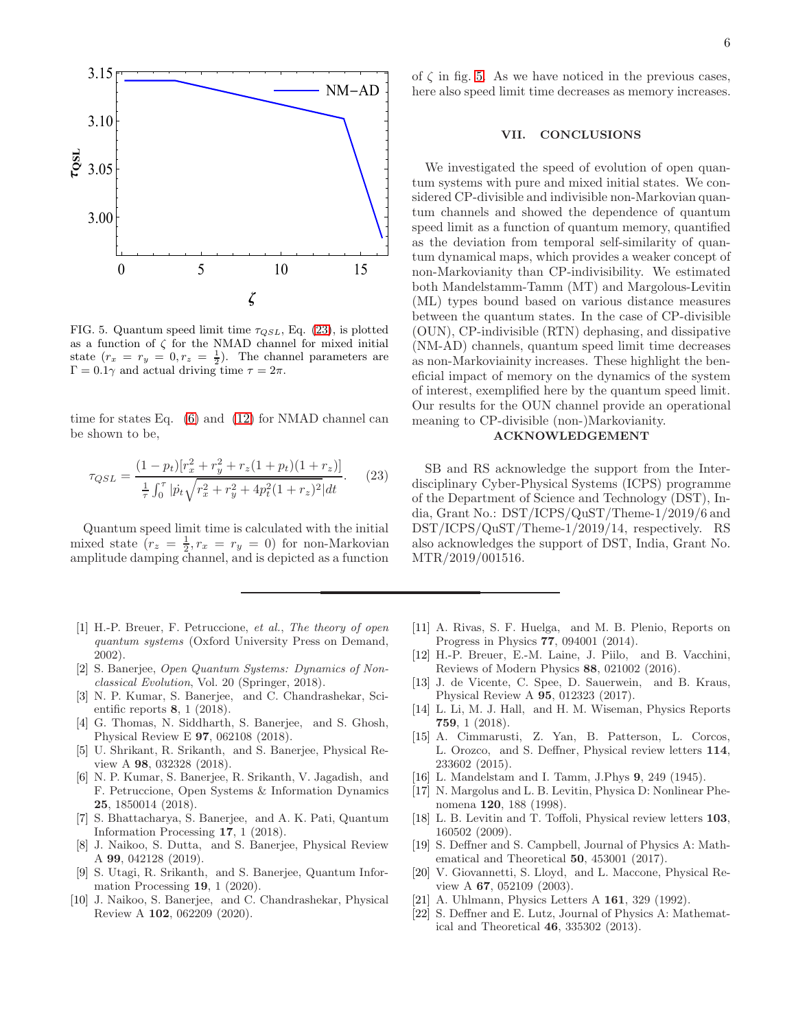FIG. 5. Quantum speed limit time $\tau_{QSL}$, Eq. (23), is plotted as a function of $\zeta$ for the NMAD channel for mixed initial state ($r_x = r_y = 0, r_z = \frac{1}{2}$). The channel parameters are $\Gamma = 0.1\gamma$ and actual driving time $\tau = 2\pi$.

time for states Eq. (6) and (12) for NMAD channel can be shown to be,

$$\tau_{QSL} = \frac{(1-p_t)[r_x^2 + r_y^2 + r_z(1+p_t)(1+r_z)]}{\frac{1}{\tau}\int_0^\tau |\dot{p}_t\sqrt{r_x^2 + r_y^2 + 4p_t^2(1+r_z)^2}|dt}. \tag{23}$$

Quantum speed limit time is calculated with the initial mixed state ($r_z = \frac{1}{2}, r_x = r_y = 0$) for non-Markovian amplitude damping channel, and is depicted as a function of $\zeta$ in fig. 5. As we have noticed in the previous cases, here also speed limit time decreases as memory increases.

## VII. CONCLUSIONS

We investigated the speed of evolution of open quantum systems with pure and mixed initial states. We considered CP-divisible and indivisible non-Markovian quantum channels and showed the dependence of quantum speed limit as a function of quantum memory, quantified as the deviation from temporal self-similarity of quantum dynamical maps, which provides a weaker concept of non-Markovianity than CP-indivisibility. We estimated both Mandelstamm-Tamm (MT) and Margolous-Levitin (ML) types bound based on various distance measures between the quantum states. In the case of CP-divisible (OUN), CP-indivisible (RTN) dephasing, and dissipative (NM-AD) channels, quantum speed limit time decreases as non-Markoviainity increases. These highlight the beneficial impact of memory on the dynamics of the system of interest, exemplified here by the quantum speed limit. Our results for the OUN channel provide an operational meaning to CP-divisible (non-)Markovianity.

## ACKNOWLEDGEMENT

SB and RS acknowledge the support from the Interdisciplinary Cyber-Physical Systems (ICPS) programme of the Department of Science and Technology (DST), India, Grant No.: DST/ICPS/QuST/Theme-1/2019/6 and DST/ICPS/QuST/Theme-1/2019/14, respectively. RS also acknowledges the support of DST, India, Grant No. MTR/2019/001516.

---

[1] H.-P. Breuer, F. Petruccione, *et al.*, *The theory of open quantum systems* (Oxford University Press on Demand, 2002).
[2] S. Banerjee, *Open Quantum Systems: Dynamics of Nonclassical Evolution*, Vol. 20 (Springer, 2018).
[3] N. P. Kumar, S. Banerjee, and C. Chandrashekar, Scientific reports **8**, 1 (2018).
[4] G. Thomas, N. Siddharth, S. Banerjee, and S. Ghosh, Physical Review E **97**, 062108 (2018).
[5] U. Shrikant, R. Srikanth, and S. Banerjee, Physical Review A **98**, 032328 (2018).
[6] N. P. Kumar, S. Banerjee, R. Srikanth, V. Jagadish, and F. Petruccione, Open Systems & Information Dynamics **25**, 1850014 (2018).
[7] S. Bhattacharya, S. Banerjee, and A. K. Pati, Quantum Information Processing **17**, 1 (2018).
[8] J. Naikoo, S. Dutta, and S. Banerjee, Physical Review A **99**, 042128 (2019).
[9] S. Utagi, R. Srikanth, and S. Banerjee, Quantum Information Processing **19**, 1 (2020).
[10] J. Naikoo, S. Banerjee, and C. Chandrashekar, Physical Review A **102**, 062209 (2020).
[11] A. Rivas, S. F. Huelga, and M. B. Plenio, Reports on Progress in Physics **77**, 094001 (2014).
[12] H.-P. Breuer, E.-M. Laine, J. Piilo, and B. Vacchini, Reviews of Modern Physics **88**, 021002 (2016).
[13] J. de Vicente, C. Spee, D. Sauerwein, and B. Kraus, Physical Review A **95**, 012323 (2017).
[14] L. Li, M. J. Hall, and H. M. Wiseman, Physics Reports **759**, 1 (2018).
[15] A. Cimmarusti, Z. Yan, B. Patterson, L. Corcos, L. Orozco, and S. Deffner, Physical review letters **114**, 233602 (2015).
[16] L. Mandelstam and I. Tamm, J.Phys **9**, 249 (1945).
[17] N. Margolus and L. B. Levitin, Physica D: Nonlinear Phenomena **120**, 188 (1998).
[18] L. B. Levitin and T. Toffoli, Physical review letters **103**, 160502 (2009).
[19] S. Deffner and S. Campbell, Journal of Physics A: Mathematical and Theoretical **50**, 453001 (2017).
[20] V. Giovannetti, S. Lloyd, and L. Maccone, Physical Review A **67**, 052109 (2003).
[21] A. Uhlmann, Physics Letters A **161**, 329 (1992).
[22] S. Deffner and E. Lutz, Journal of Physics A: Mathematical and Theoretical **46**, 335302 (2013).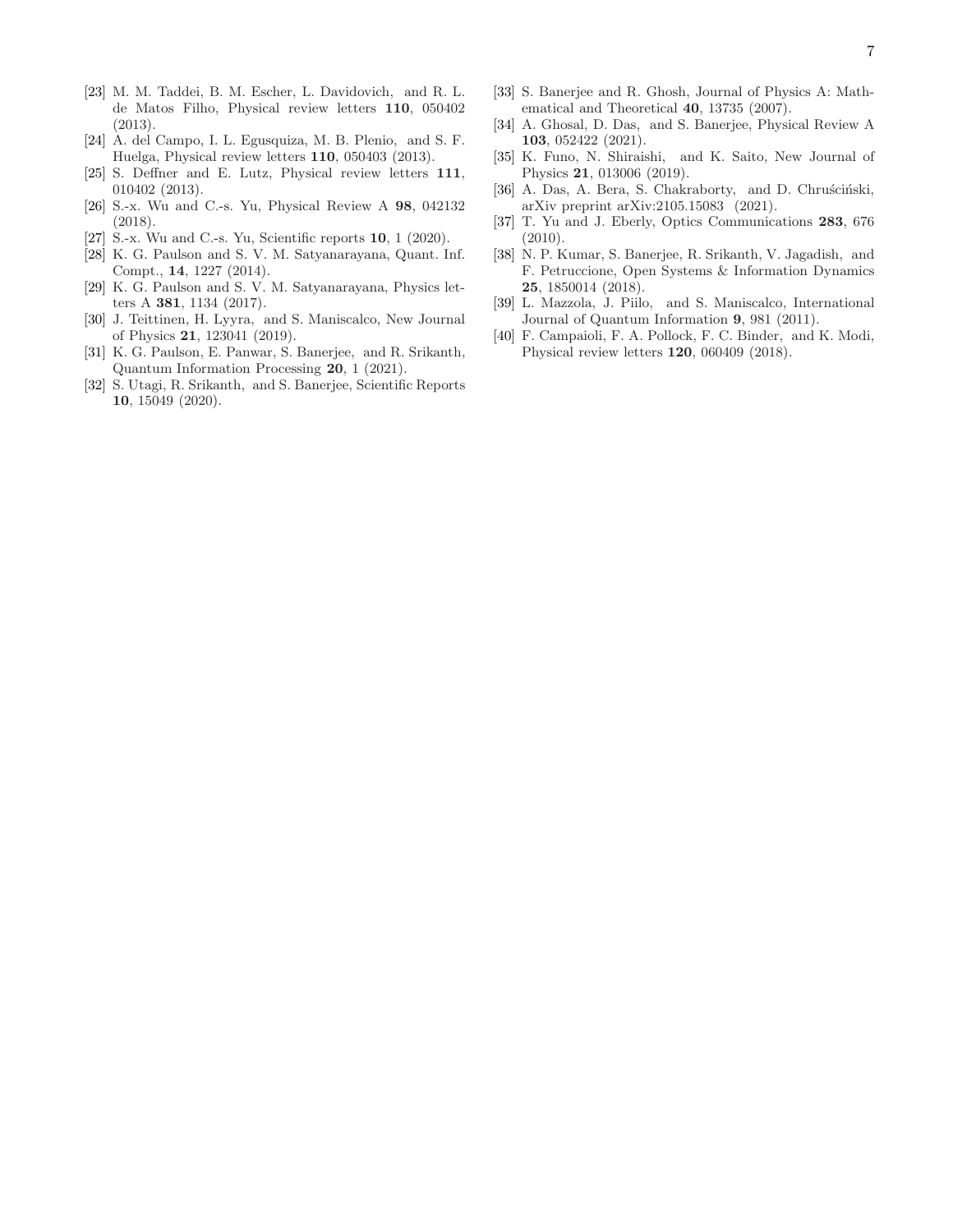[23] M. M. Taddei, B. M. Escher, L. Davidovich, and R. L. de Matos Filho, Physical review letters **110**, 050402 (2013).

[24] A. del Campo, I. L. Egusquiza, M. B. Plenio, and S. F. Huelga, Physical review letters **110**, 050403 (2013).

[25] S. Deffner and E. Lutz, Physical review letters **111**, 010402 (2013).

[26] S.-x. Wu and C.-s. Yu, Physical Review A **98**, 042132 (2018).

[27] S.-x. Wu and C.-s. Yu, Scientific reports **10**, 1 (2020).

[28] K. G. Paulson and S. V. M. Satyanarayana, Quant. Inf. Compt., **14**, 1227 (2014).

[29] K. G. Paulson and S. V. M. Satyanarayana, Physics letters A **381**, 1134 (2017).

[30] J. Teittinen, H. Lyyra, and S. Maniscalco, New Journal of Physics **21**, 123041 (2019).

[31] K. G. Paulson, E. Panwar, S. Banerjee, and R. Srikanth, Quantum Information Processing **20**, 1 (2021).

[32] S. Utagi, R. Srikanth, and S. Banerjee, Scientific Reports **10**, 15049 (2020).

[33] S. Banerjee and R. Ghosh, Journal of Physics A: Mathematical and Theoretical **40**, 13735 (2007).

[34] A. Ghosal, D. Das, and S. Banerjee, Physical Review A **103**, 052422 (2021).

[35] K. Funo, N. Shiraishi, and K. Saito, New Journal of Physics **21**, 013006 (2019).

[36] A. Das, A. Bera, S. Chakraborty, and D. Chruściński, arXiv preprint arXiv:2105.15083 (2021).

[37] T. Yu and J. Eberly, Optics Communications **283**, 676 (2010).

[38] N. P. Kumar, S. Banerjee, R. Srikanth, V. Jagadish, and F. Petruccione, Open Systems & Information Dynamics **25**, 1850014 (2018).

[39] L. Mazzola, J. Piilo, and S. Maniscalco, International Journal of Quantum Information **9**, 981 (2011).

[40] F. Campaioli, F. A. Pollock, F. C. Binder, and K. Modi, Physical review letters **120**, 060409 (2018).